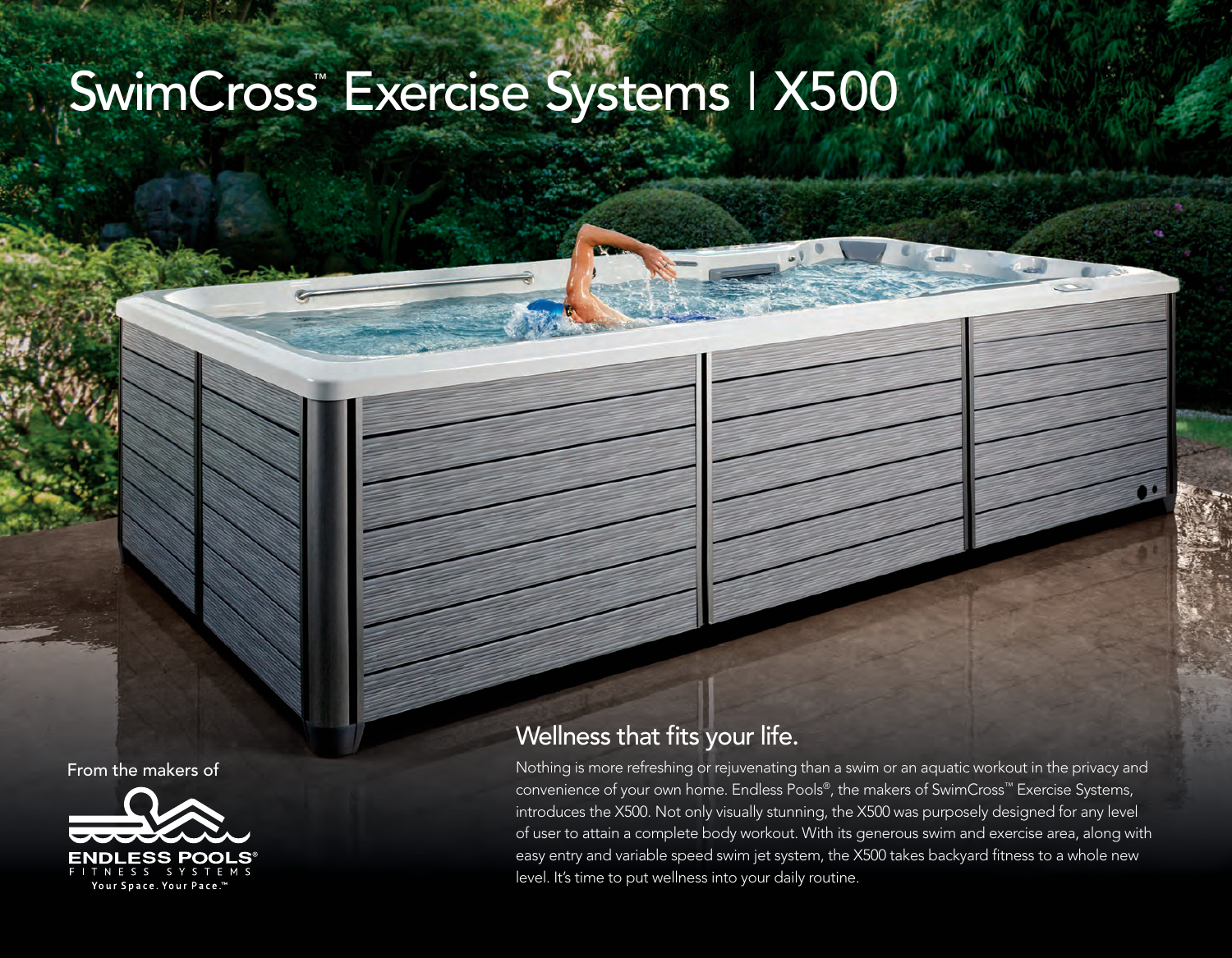# SwimCross™ Exercise Systems | X500

From the makers of

ENDLESS POOLS®
FITNESS SYSTEMS
Your Space. Your Pace.™

## Wellness that fits your life.

Nothing is more refreshing or rejuvenating than a swim or an aquatic workout in the privacy and convenience of your own home. Endless Pools®, the makers of SwimCross™ Exercise Systems, introduces the X500. Not only visually stunning, the X500 was purposely designed for any level of user to attain a complete body workout. With its generous swim and exercise area, along with easy entry and variable speed swim jet system, the X500 takes backyard fitness to a whole new level. It's time to put wellness into your daily routine.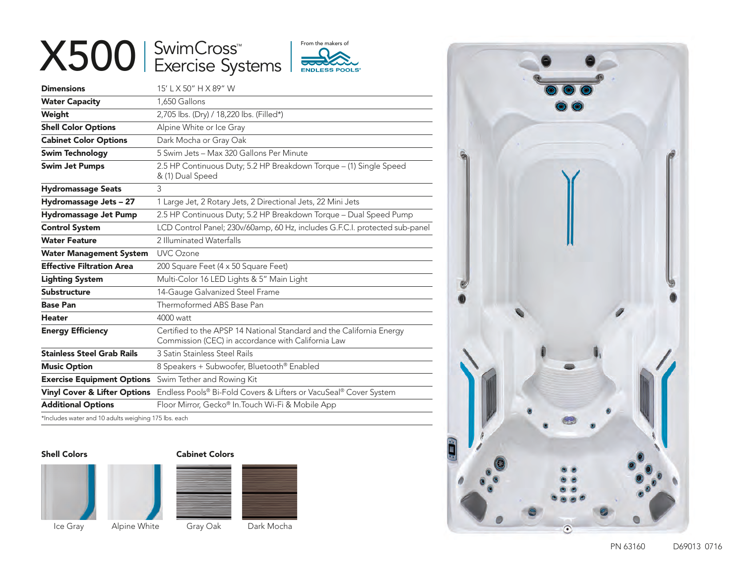# X500 | SwimCross™ Exercise Systems

From the makers of ENDLESS POOLS®

| | |
|---|---|
| **Dimensions** | 15' L X 50" H X 89" W |
| **Water Capacity** | 1,650 Gallons |
| **Weight** | 2,705 lbs. (Dry) / 18,220 lbs. (Filled*) |
| **Shell Color Options** | Alpine White or Ice Gray |
| **Cabinet Color Options** | Dark Mocha or Gray Oak |
| **Swim Technology** | 5 Swim Jets – Max 320 Gallons Per Minute |
| **Swim Jet Pumps** | 2.5 HP Continuous Duty; 5.2 HP Breakdown Torque – (1) Single Speed & (1) Dual Speed |
| **Hydromassage Seats** | 3 |
| **Hydromassage Jets – 27** | 1 Large Jet, 2 Rotary Jets, 2 Directional Jets, 22 Mini Jets |
| **Hydromassage Jet Pump** | 2.5 HP Continuous Duty; 5.2 HP Breakdown Torque – Dual Speed Pump |
| **Control System** | LCD Control Panel; 230v/60amp, 60 Hz, includes G.F.C.I. protected sub-panel |
| **Water Feature** | 2 Illuminated Waterfalls |
| **Water Management System** | UVC Ozone |
| **Effective Filtration Area** | 200 Square Feet (4 x 50 Square Feet) |
| **Lighting System** | Multi-Color 16 LED Lights & 5" Main Light |
| **Substructure** | 14-Gauge Galvanized Steel Frame |
| **Base Pan** | Thermoformed ABS Base Pan |
| **Heater** | 4000 watt |
| **Energy Efficiency** | Certified to the APSP 14 National Standard and the California Energy Commission (CEC) in accordance with California Law |
| **Stainless Steel Grab Rails** | 3 Satin Stainless Steel Rails |
| **Music Option** | 8 Speakers + Subwoofer, Bluetooth® Enabled |
| **Exercise Equipment Options** | Swim Tether and Rowing Kit |
| **Vinyl Cover & Lifter Options** | Endless Pools® Bi-Fold Covers & Lifters or VacuSeal® Cover System |
| **Additional Options** | Floor Mirror, Gecko® In.Touch Wi-Fi & Mobile App |

*Includes water and 10 adults weighing 175 lbs. each

**Shell Colors**

Ice Gray

Alpine White

**Cabinet Colors**

Gray Oak

Dark Mocha

PN 63160 D69013 0716